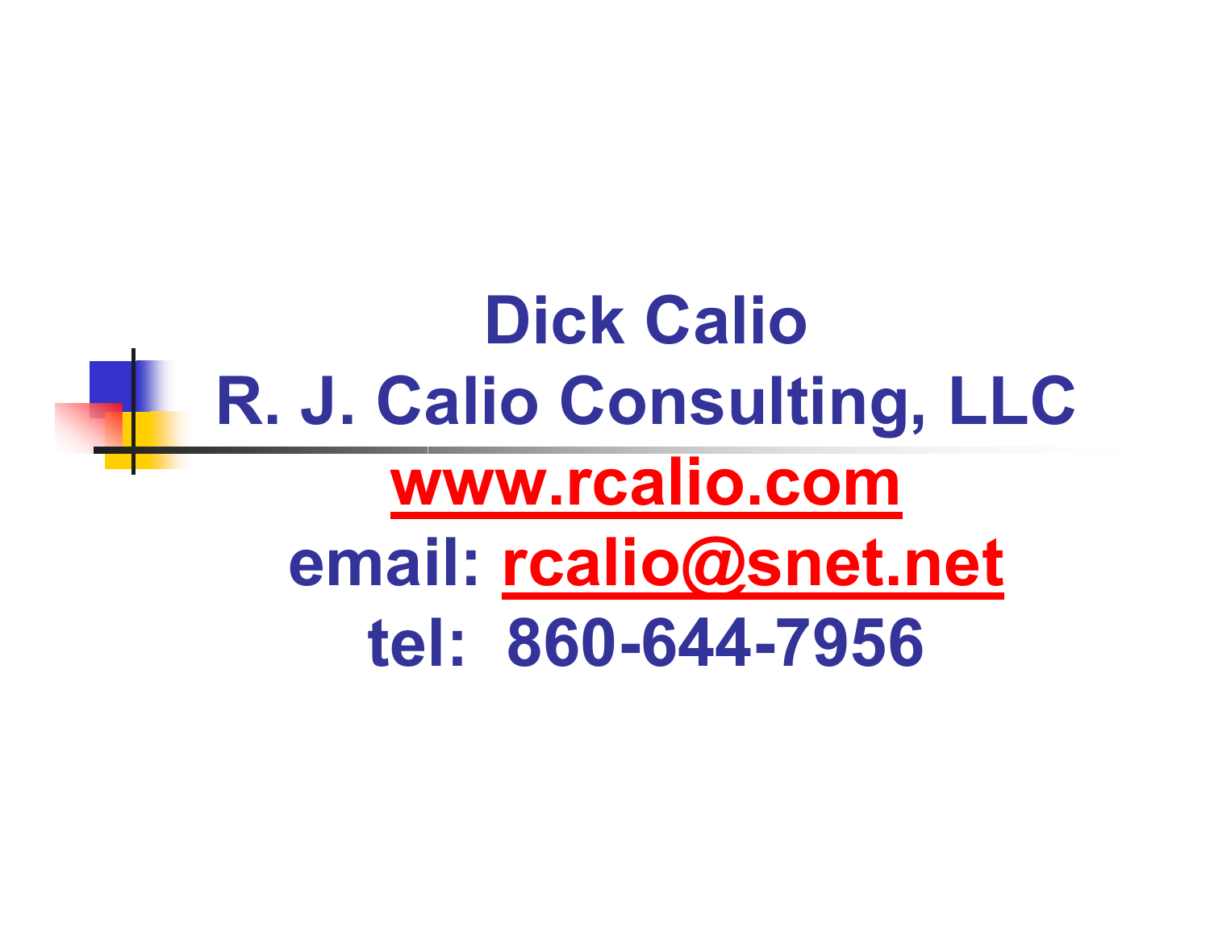# Dick Calio

# R. J. Calio Consulting, LLC

**www.rcalio.com**

**email: rcalio@snet.net**

**tel: 860-644-7956**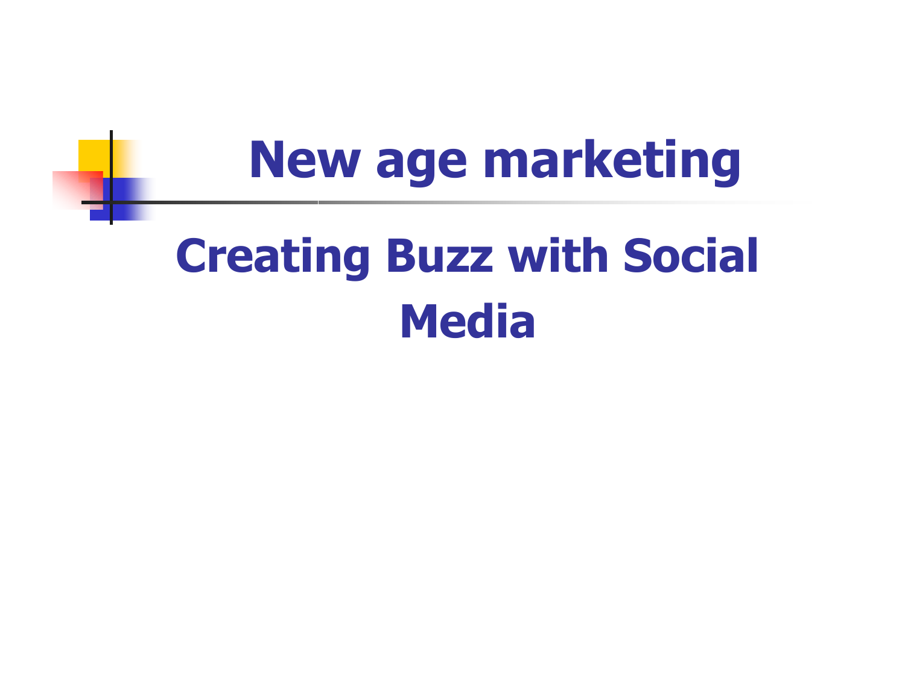# New age marketing

## Creating Buzz with Social Media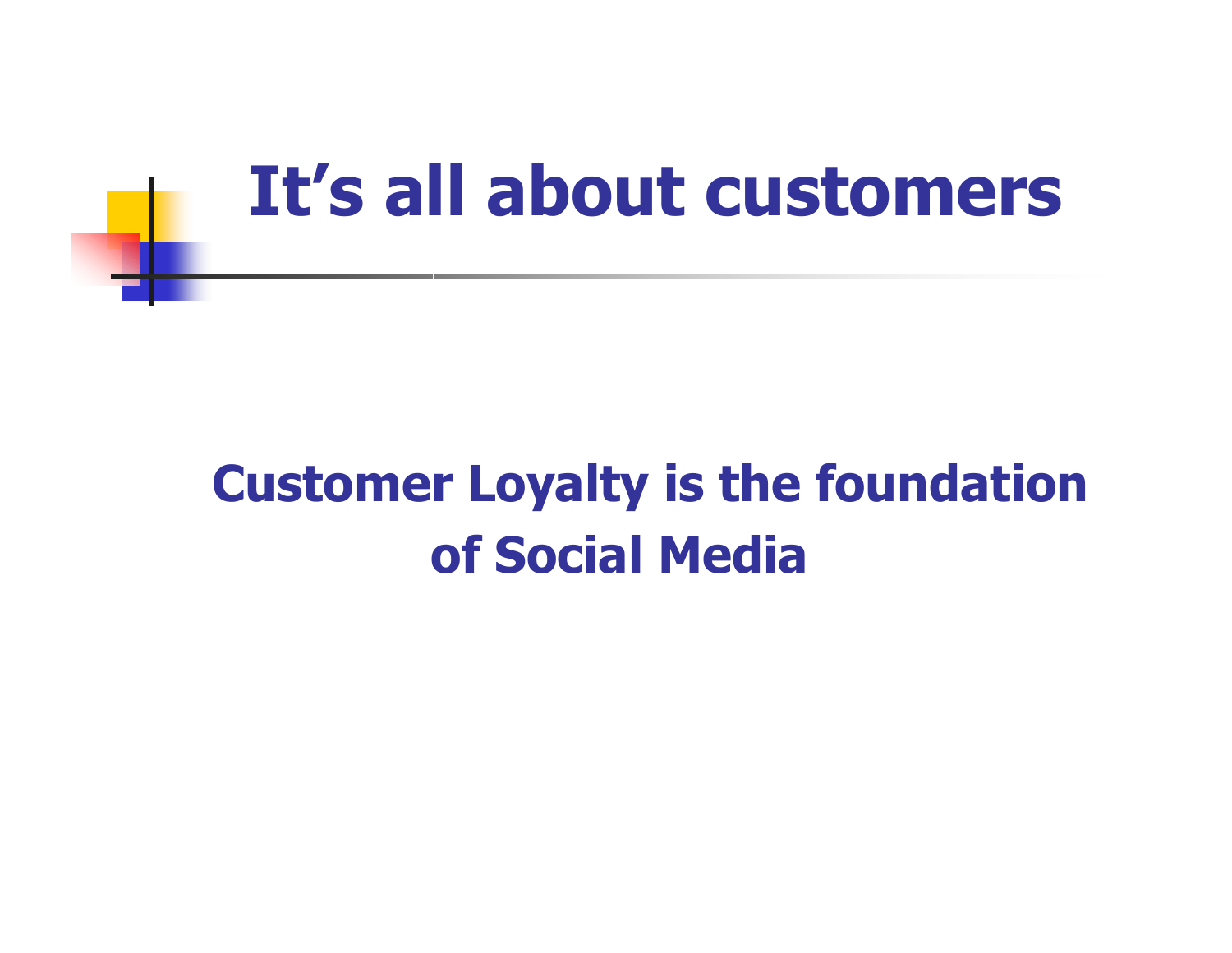# It's all about customers

**Customer Loyalty is the foundation of Social Media**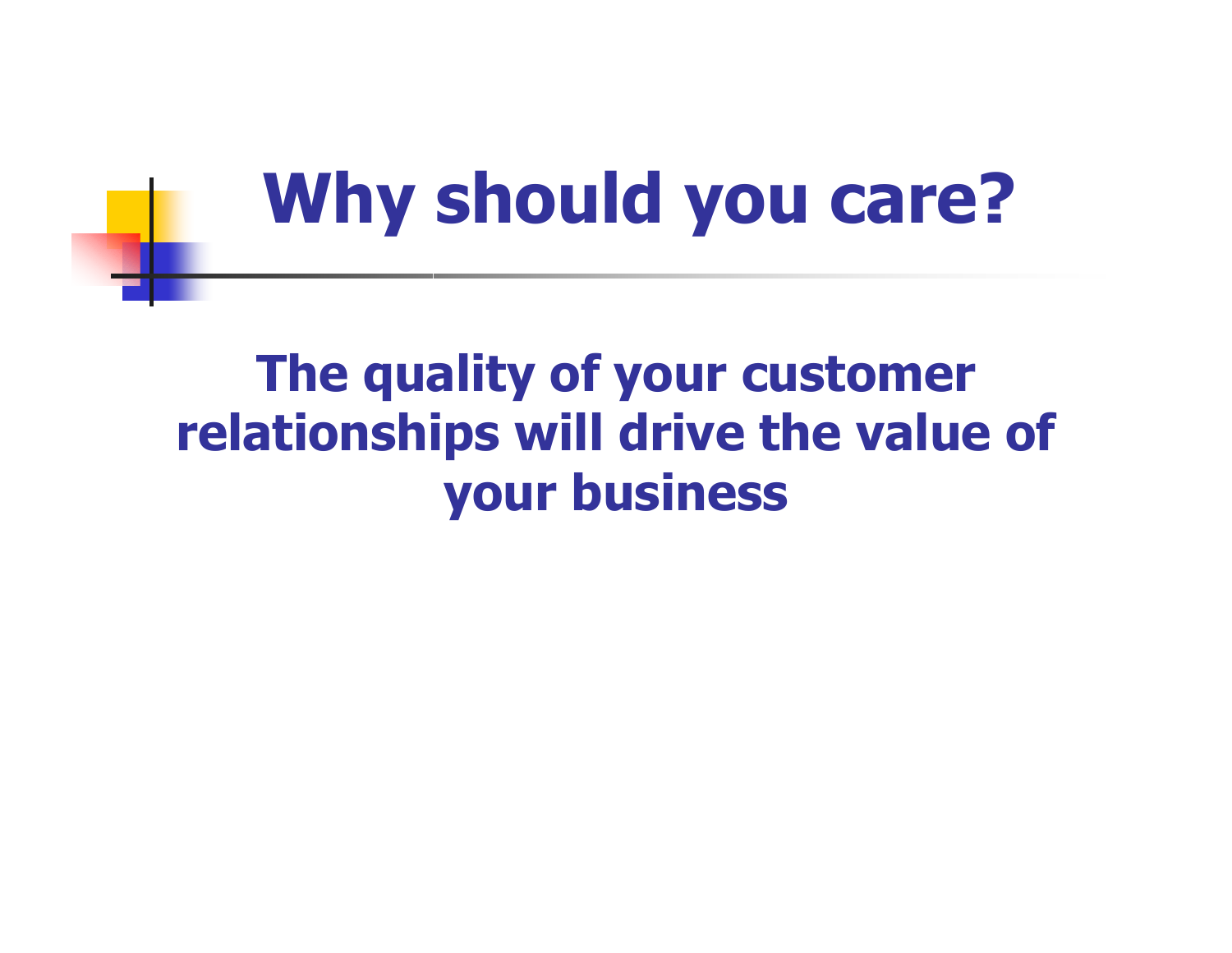# Why should you care?

**The quality of your customer relationships will drive the value of your business**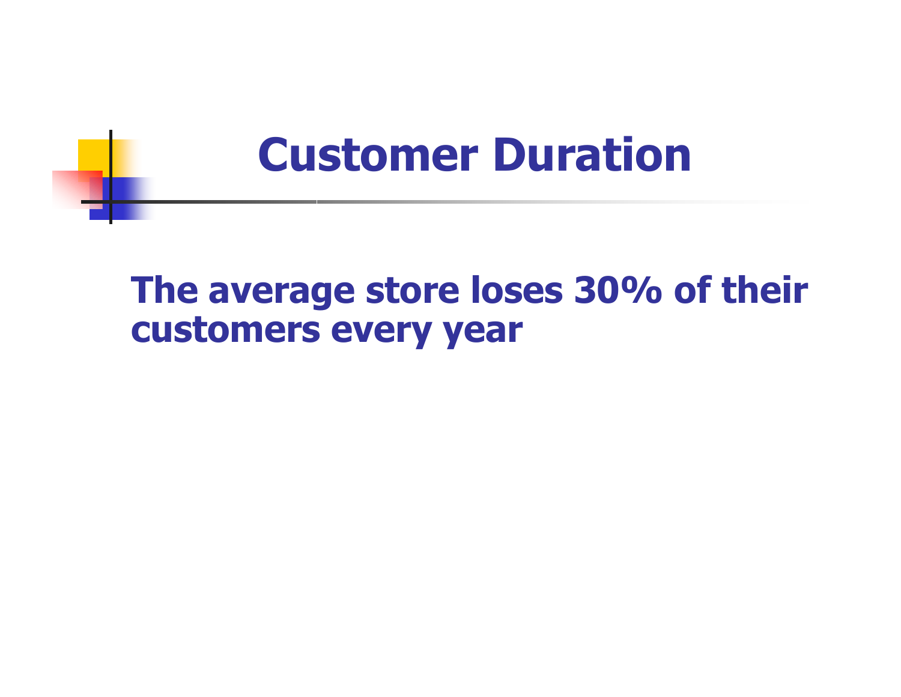# Customer Duration

**The average store loses 30% of their customers every year**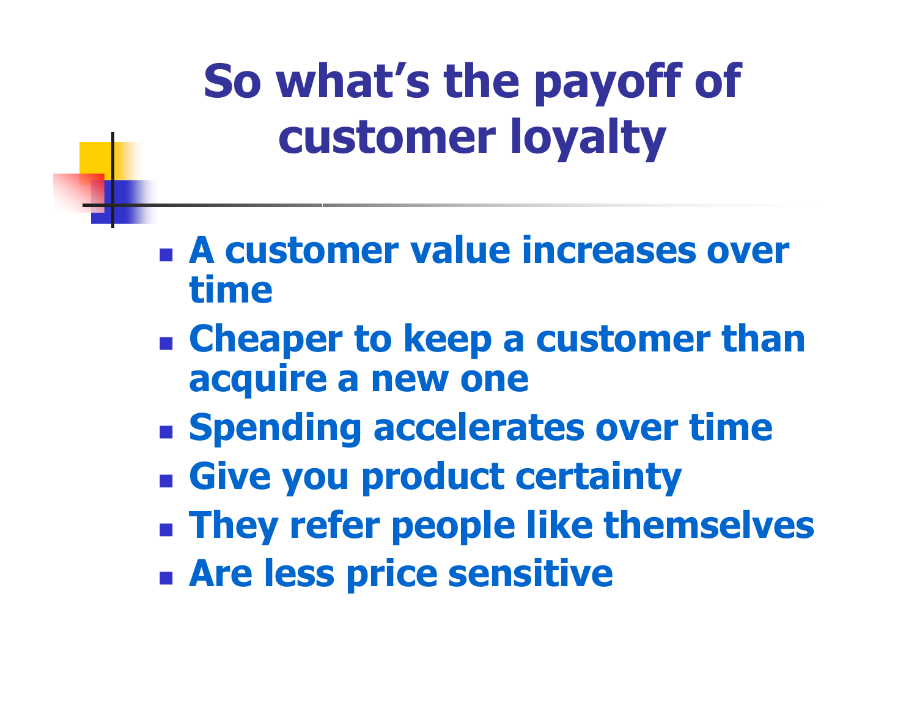# So what's the payoff of customer loyalty

- A customer value increases over time
- Cheaper to keep a customer than acquire a new one
- Spending accelerates over time
- Give you product certainty
- They refer people like themselves
- Are less price sensitive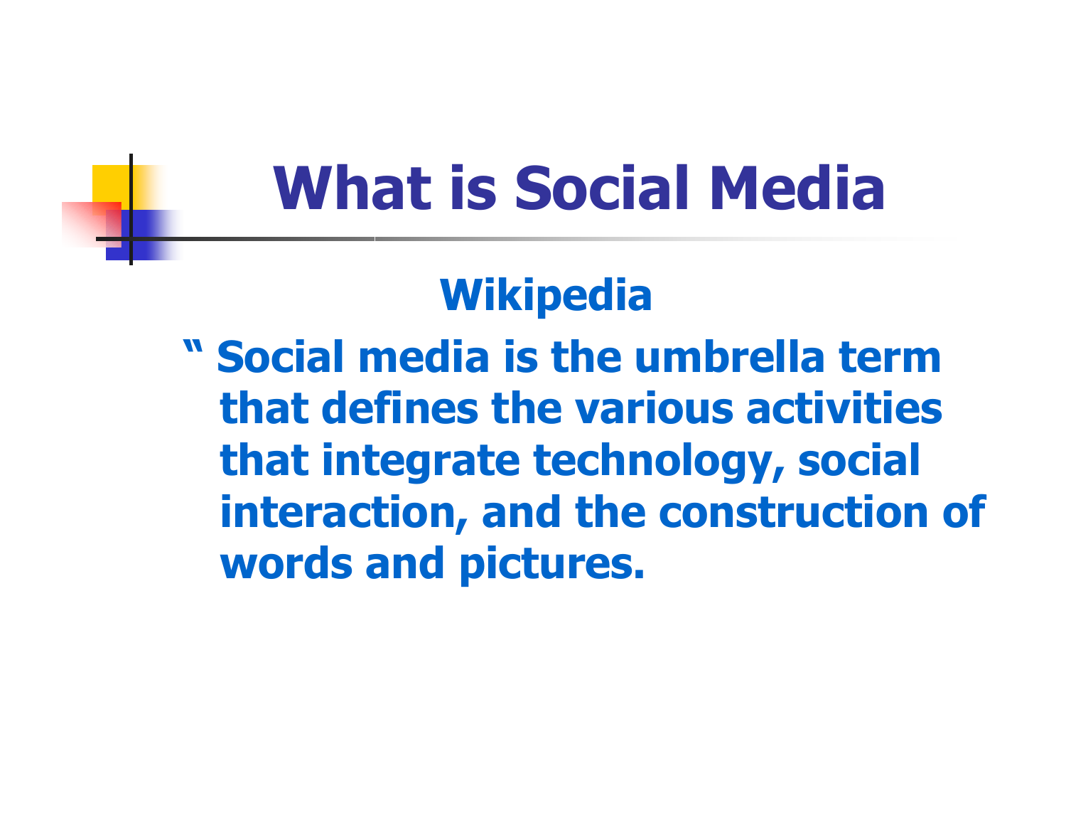# What is Social Media

**Wikipedia**

**" Social media is the umbrella term that defines the various activities that integrate technology, social interaction, and the construction of words and pictures.**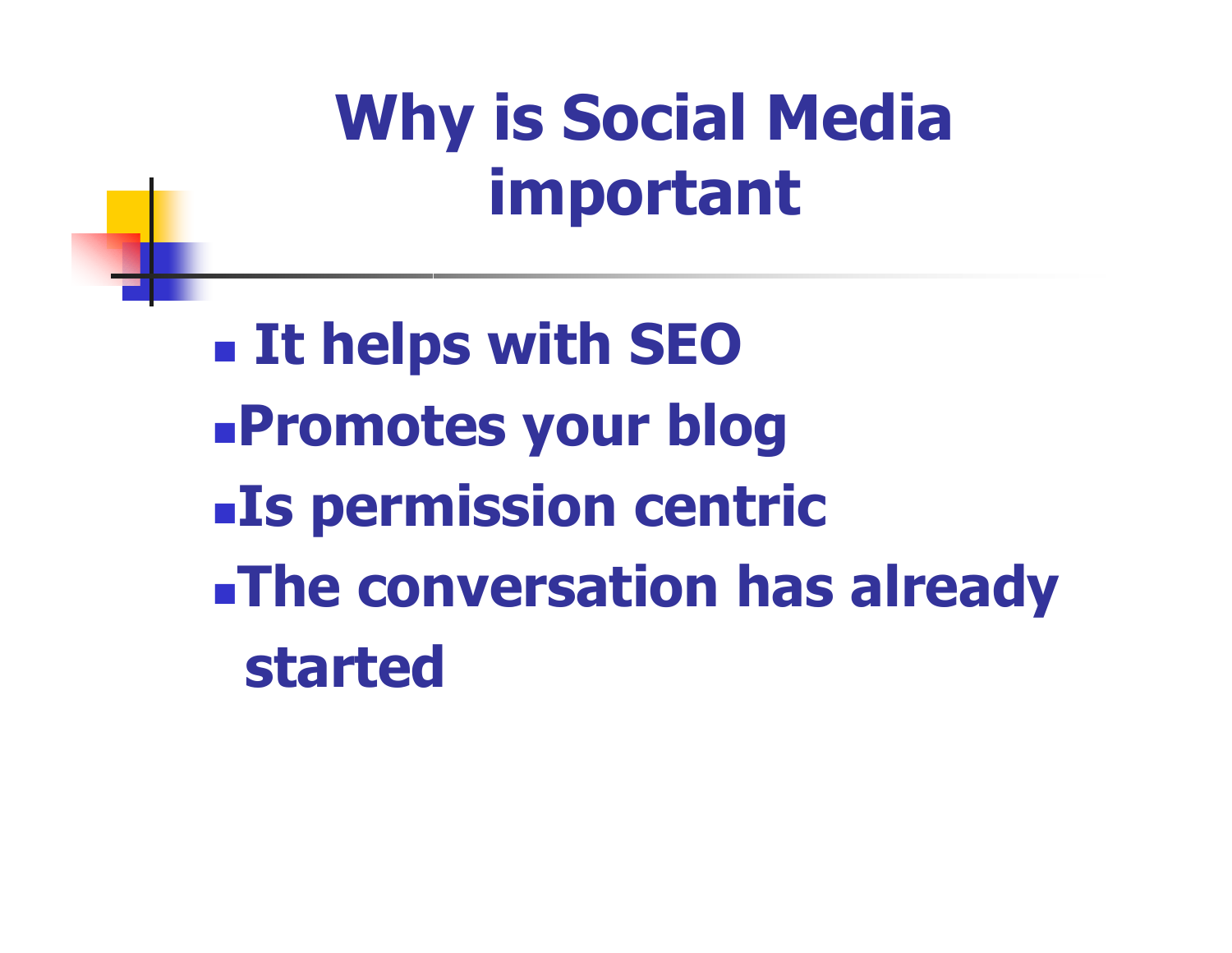# Why is Social Media important

- It helps with SEO
- Promotes your blog
- Is permission centric
- The conversation has already started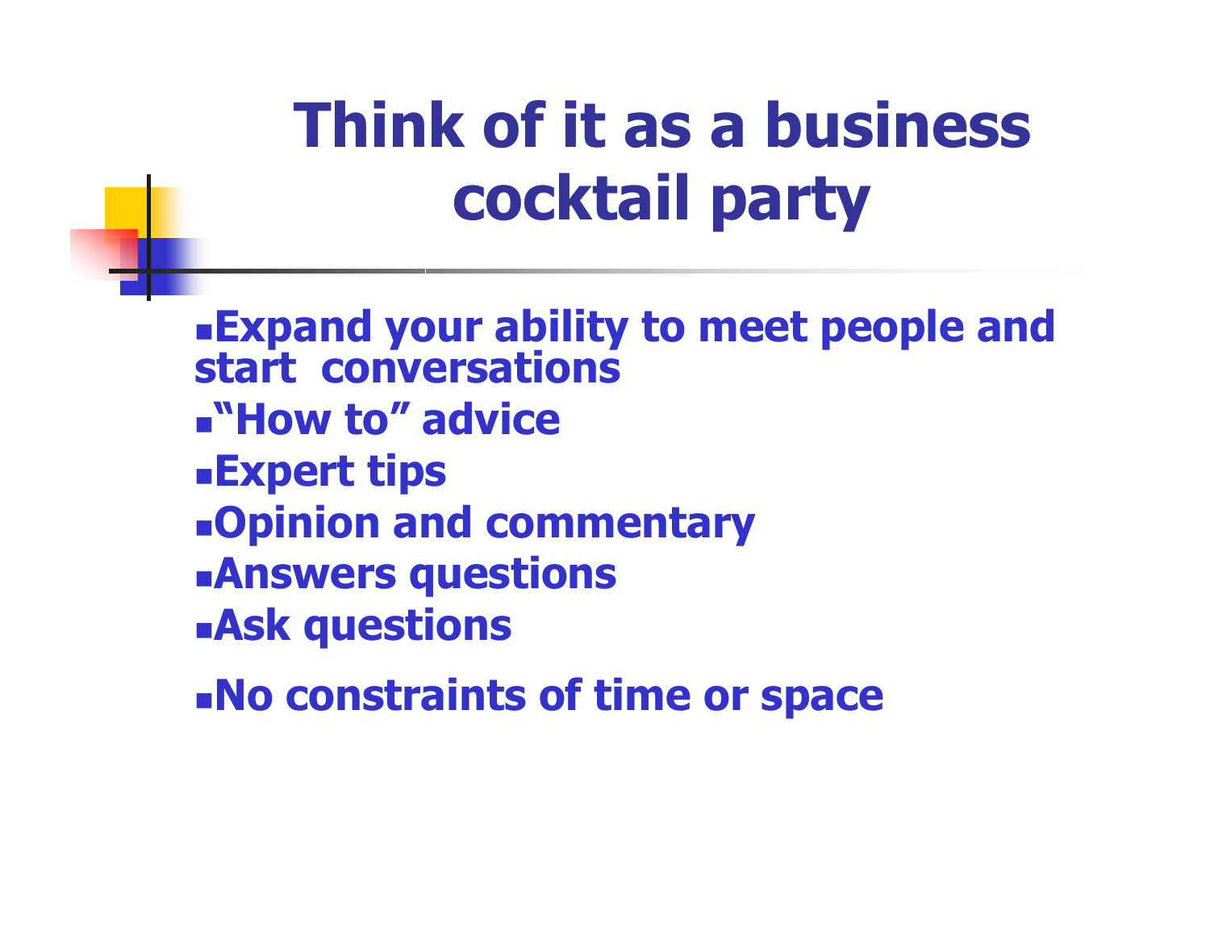# Think of it as a business cocktail party

- Expand your ability to meet people and start conversations
- "How to" advice
- Expert tips
- Opinion and commentary
- Answers questions
- Ask questions
- No constraints of time or space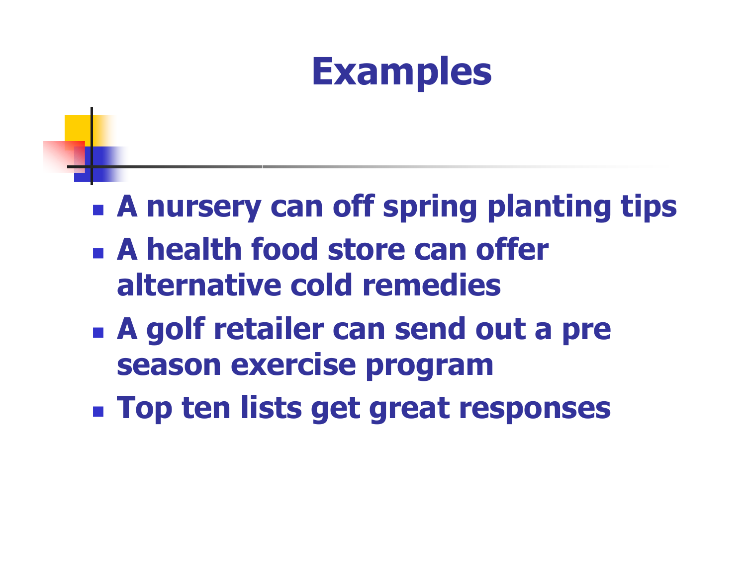# Examples

- A nursery can off spring planting tips
- A health food store can offer alternative cold remedies
- A golf retailer can send out a pre season exercise program
- Top ten lists get great responses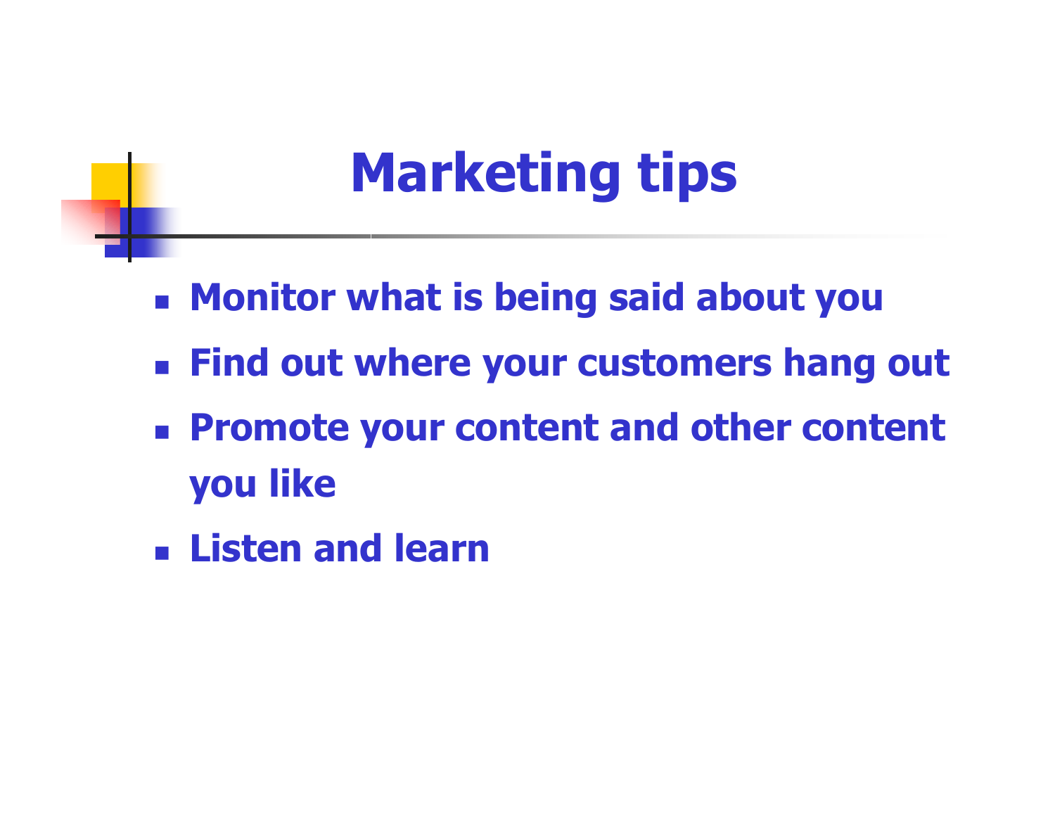# Marketing tips

- **Monitor what is being said about you**
- **Find out where your customers hang out**
- **Promote your content and other content you like**
- **Listen and learn**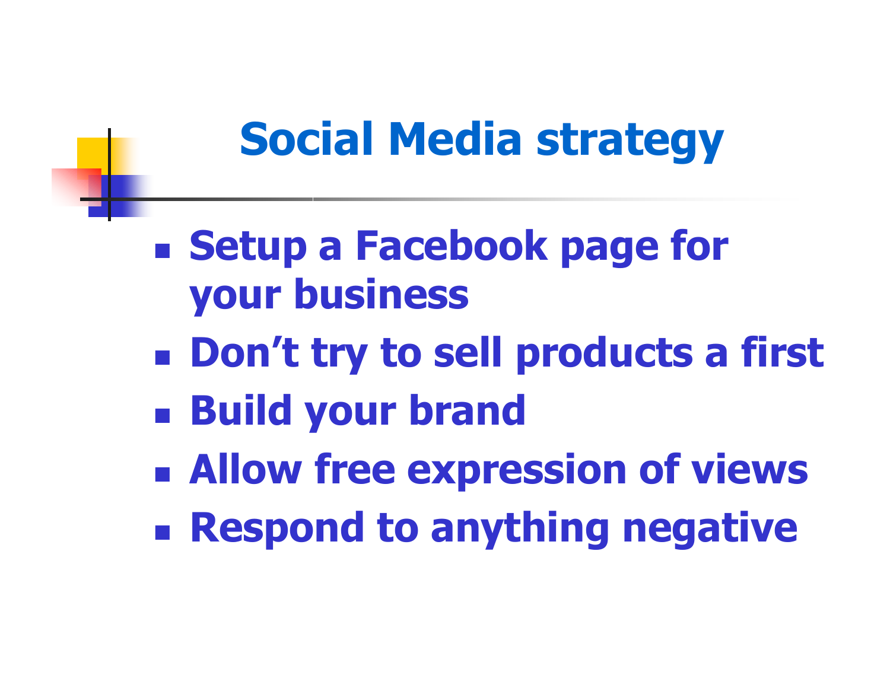# Social Media strategy

- Setup a Facebook page for your business
- Don't try to sell products a first
- Build your brand
- Allow free expression of views
- Respond to anything negative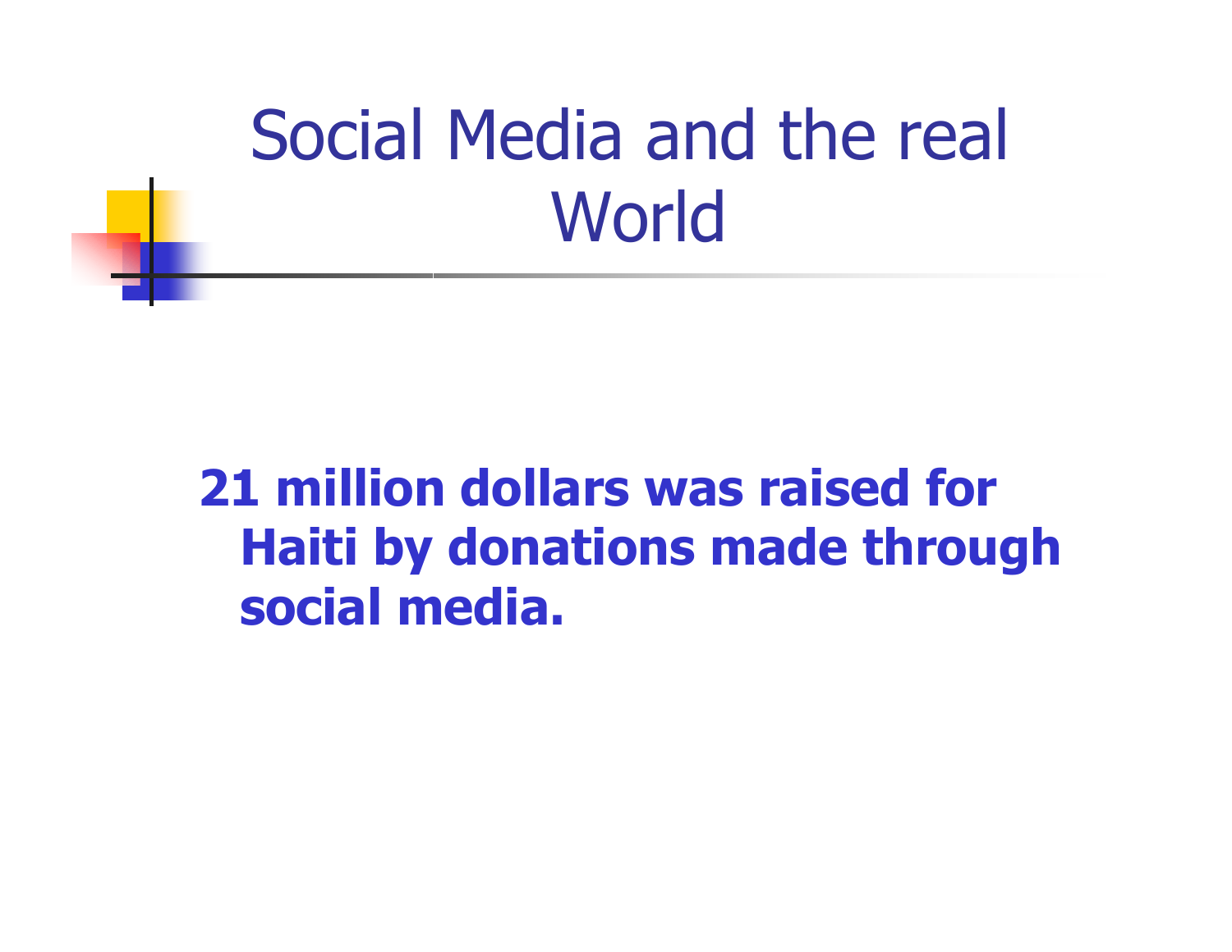# Social Media and the real World

**21 million dollars was raised for Haiti by donations made through social media.**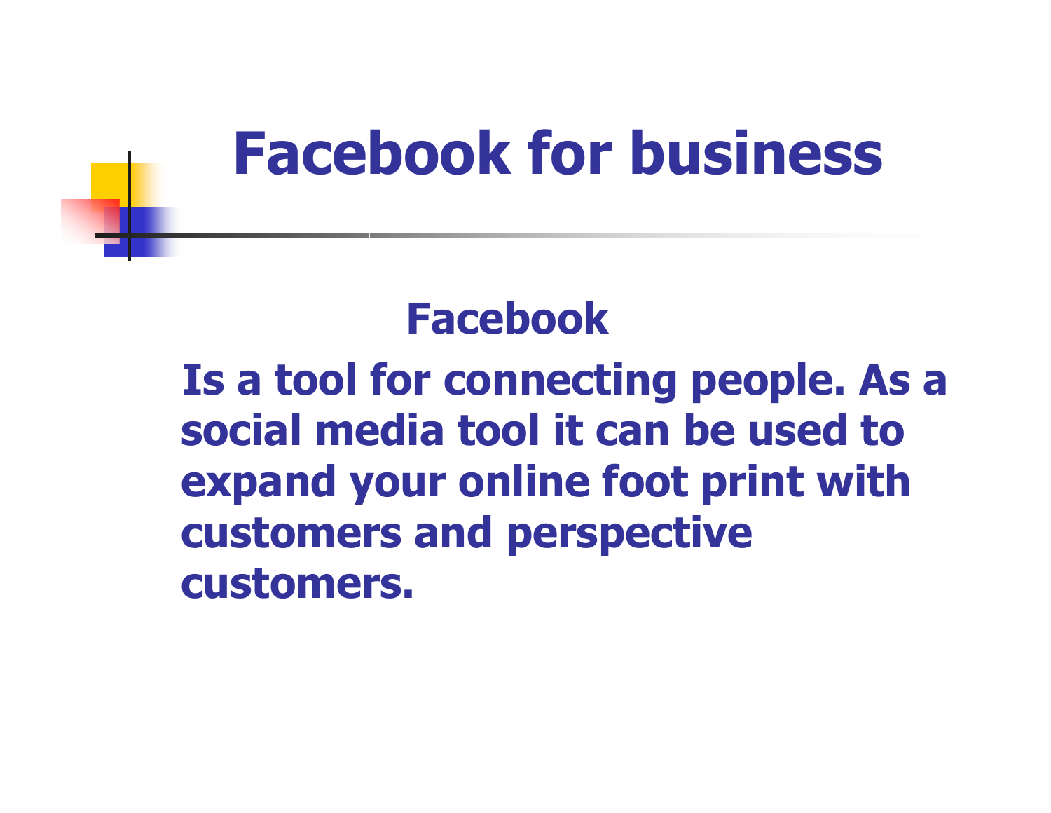# Facebook for business

**Facebook**

**Is a tool for connecting people. As a social media tool it can be used to expand your online foot print with customers and perspective customers.**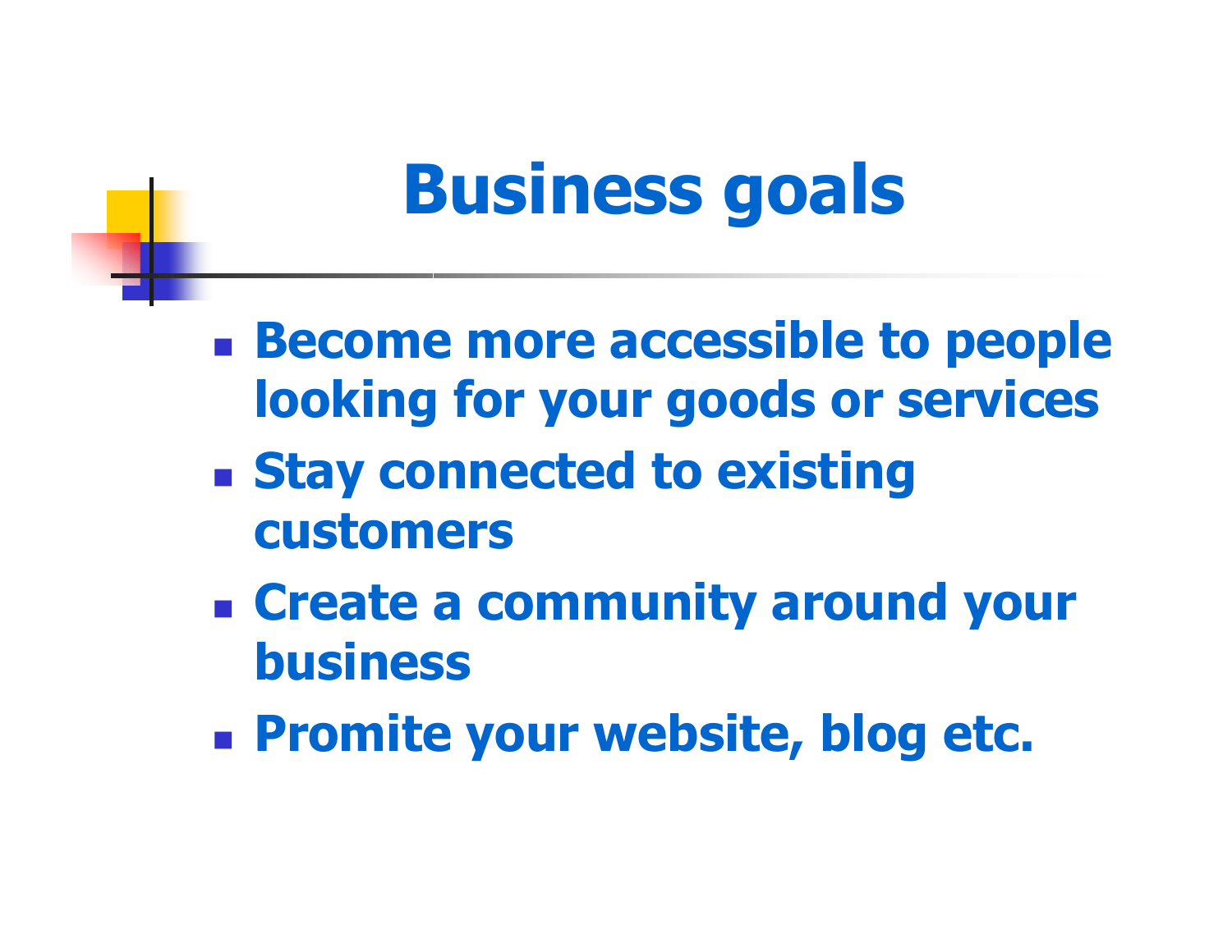# Business goals

- Become more accessible to people looking for your goods or services
- Stay connected to existing customers
- Create a community around your business
- Promite your website, blog etc.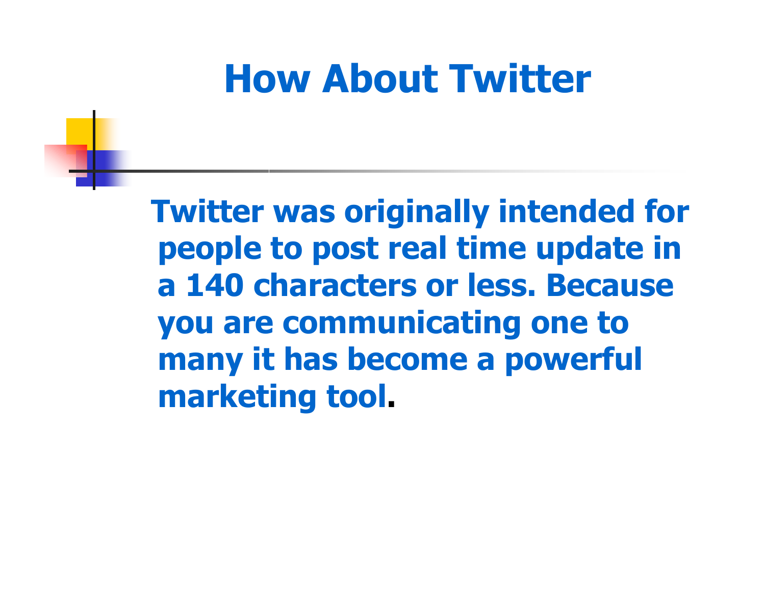# How About Twitter

Twitter was originally intended for people to post real time update in a 140 characters or less. Because you are communicating one to many it has become a powerful marketing tool.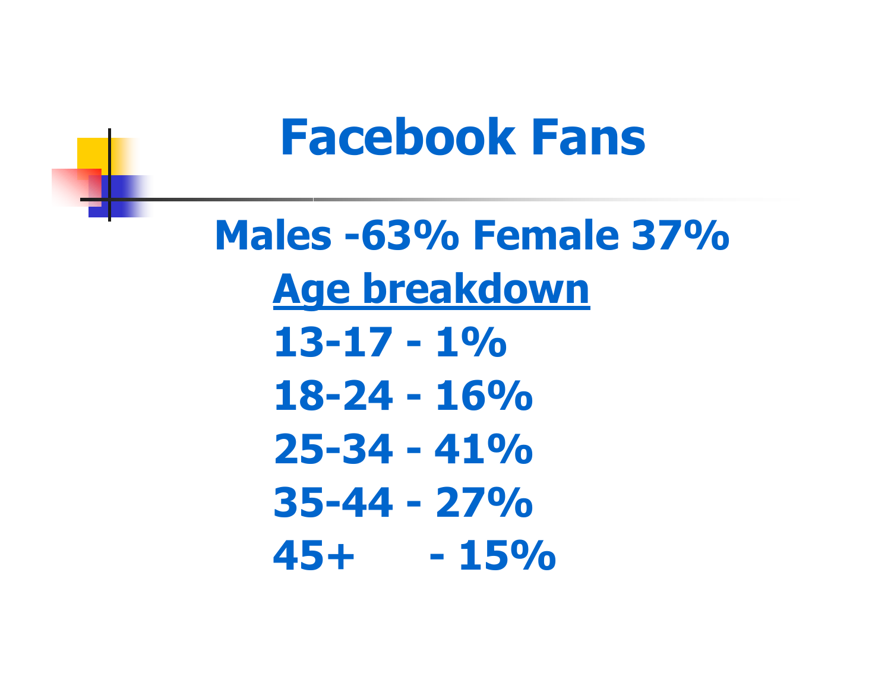# Facebook Fans

**Males -63% Female 37%**

**<u>Age breakdown</u>**

**13-17 - 1%**

**18-24 - 16%**

**25-34 - 41%**

**35-44 - 27%**

**45+ - 15%**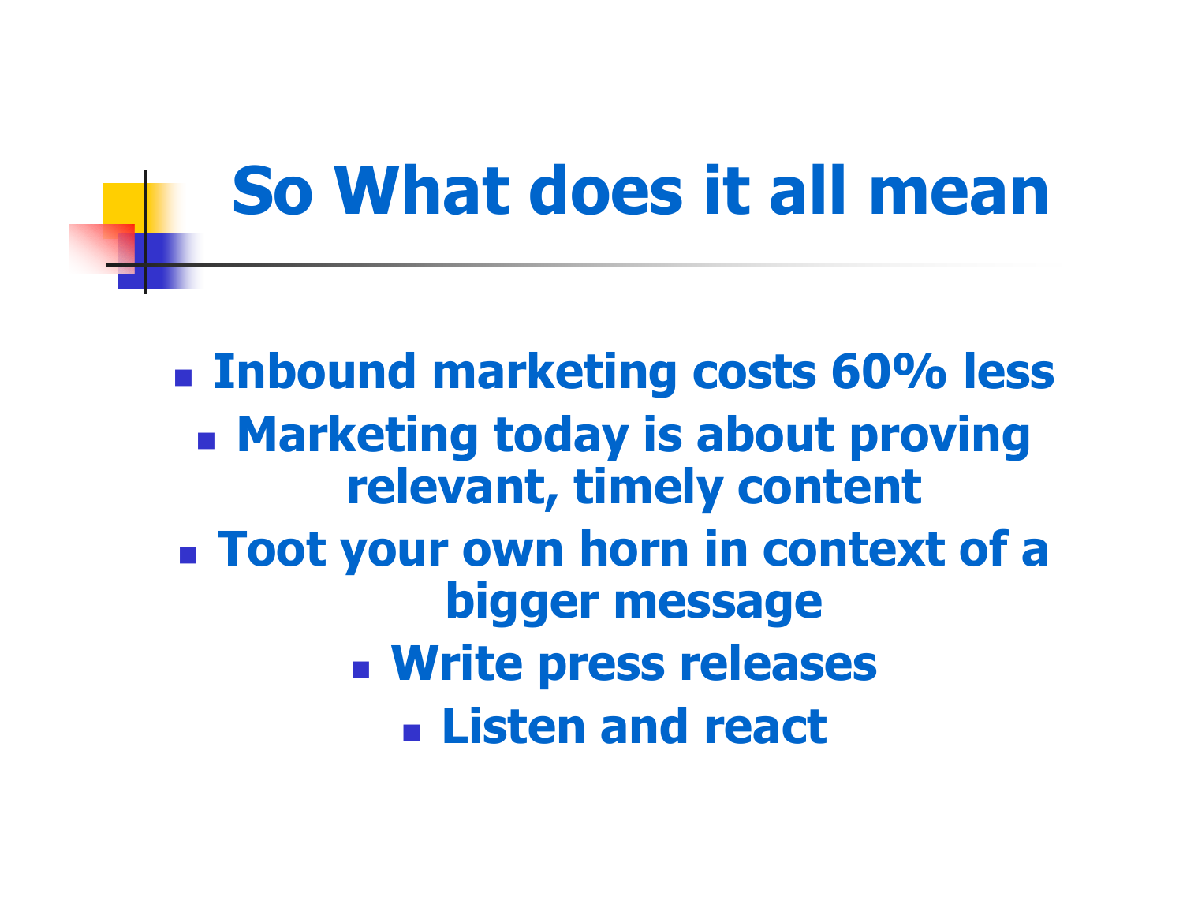# So What does it all mean

- Inbound marketing costs 60% less
- Marketing today is about proving relevant, timely content
- Toot your own horn in context of a bigger message
- Write press releases
- Listen and react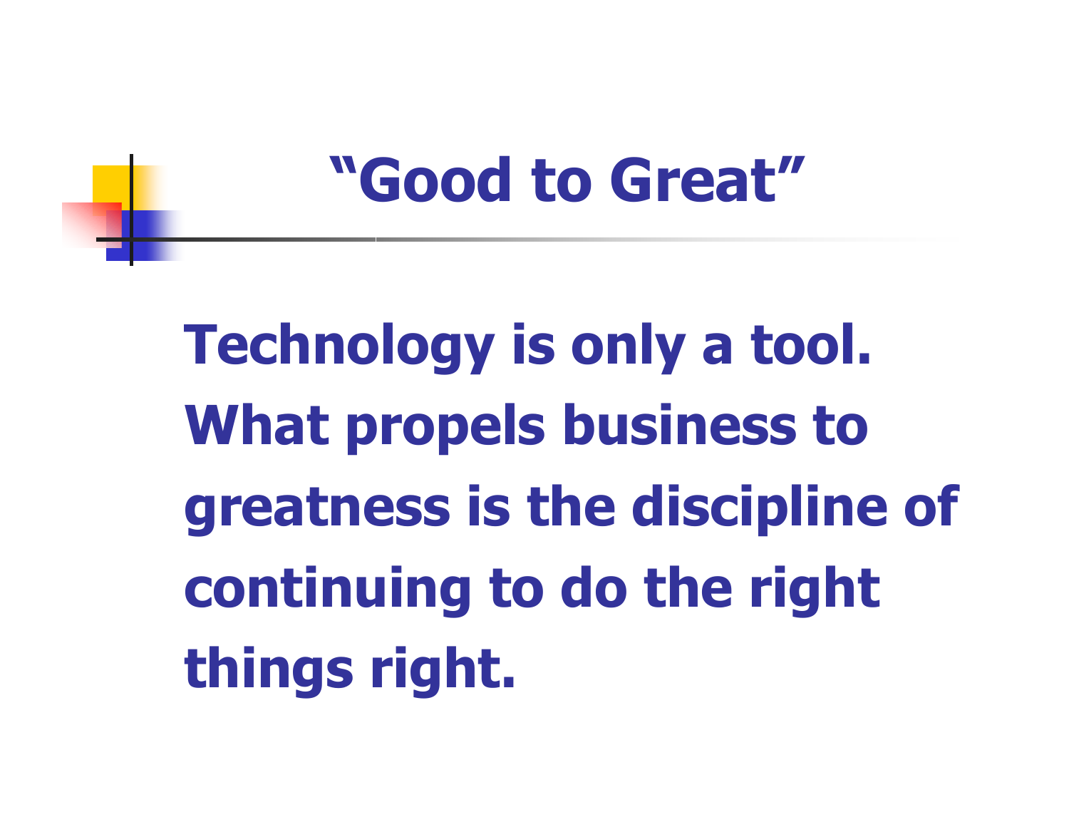# “Good to Great”

**Technology is only a tool. What propels business to greatness is the discipline of continuing to do the right things right.**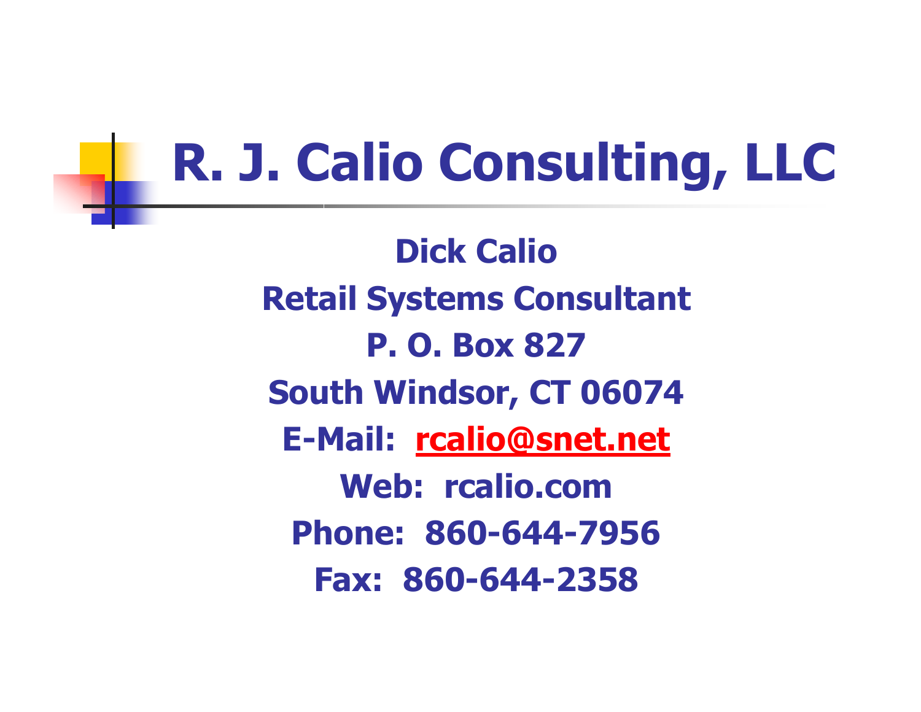# R. J. Calio Consulting, LLC

**Dick Calio**

**Retail Systems Consultant**

**P. O. Box 827**

**South Windsor, CT 06074**

**E-Mail: rcalio@snet.net**

**Web: rcalio.com**

**Phone: 860-644-7956**

**Fax: 860-644-2358**